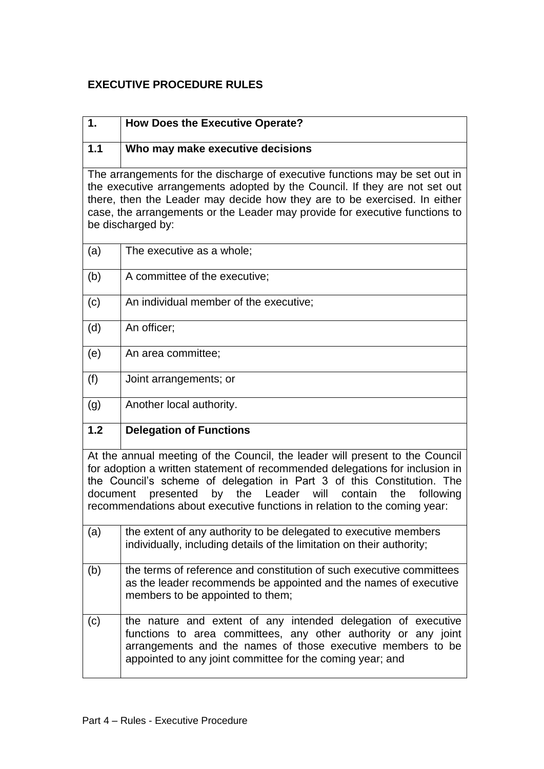# EXECUTIVE PROCEDURE RULES

## 1. How Does the Executive Operate?

### 1.1 Who may make executive decisions

The arrangements for the discharge of executive functions may be set out in the executive arrangements adopted by the Council. If they are not set out there, then the Leader may decide how they are to be exercised. In either case, the arrangements or the Leader may provide for executive functions to be discharged by:

(a) The executive as a whole;

(b) A committee of the executive;

(c) An individual member of the executive;

(d) An officer;

(e) An area committee;

(f) Joint arrangements; or

(g) Another local authority.

### 1.2 Delegation of Functions

At the annual meeting of the Council, the leader will present to the Council for adoption a written statement of recommended delegations for inclusion in the Council's scheme of delegation in Part 3 of this Constitution. The document presented by the Leader will contain the following recommendations about executive functions in relation to the coming year:

(a) the extent of any authority to be delegated to executive members individually, including details of the limitation on their authority;

(b) the terms of reference and constitution of such executive committees as the leader recommends be appointed and the names of executive members to be appointed to them;

(c) the nature and extent of any intended delegation of executive functions to area committees, any other authority or any joint arrangements and the names of those executive members to be appointed to any joint committee for the coming year; and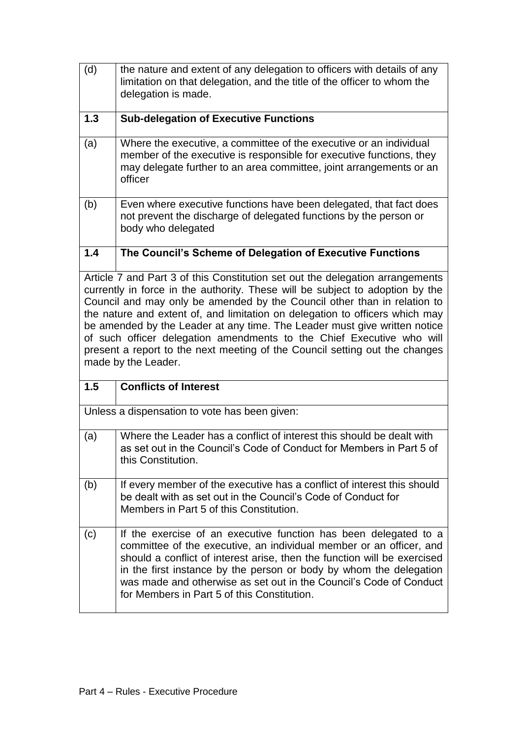| (d) | the nature and extent of any delegation to officers with details of any limitation on that delegation, and the title of the officer to whom the delegation is made. |
|---|---|

| **1.3** | **Sub-delegation of Executive Functions** |
|---|---|
| (a) | Where the executive, a committee of the executive or an individual member of the executive is responsible for executive functions, they may delegate further to an area committee, joint arrangements or an officer |
| (b) | Even where executive functions have been delegated, that fact does not prevent the discharge of delegated functions by the person or body who delegated |

| **1.4** | **The Council's Scheme of Delegation of Executive Functions** |
|---|---|

Article 7 and Part 3 of this Constitution set out the delegation arrangements currently in force in the authority. These will be subject to adoption by the Council and may only be amended by the Council other than in relation to the nature and extent of, and limitation on delegation to officers which may be amended by the Leader at any time. The Leader must give written notice of such officer delegation amendments to the Chief Executive who will present a report to the next meeting of the Council setting out the changes made by the Leader.

| **1.5** | **Conflicts of Interest** |
|---|---|

Unless a dispensation to vote has been given:

| (a) | Where the Leader has a conflict of interest this should be dealt with as set out in the Council's Code of Conduct for Members in Part 5 of this Constitution. |
|---|---|
| (b) | If every member of the executive has a conflict of interest this should be dealt with as set out in the Council's Code of Conduct for Members in Part 5 of this Constitution. |
| (c) | If the exercise of an executive function has been delegated to a committee of the executive, an individual member or an officer, and should a conflict of interest arise, then the function will be exercised in the first instance by the person or body by whom the delegation was made and otherwise as set out in the Council's Code of Conduct for Members in Part 5 of this Constitution. |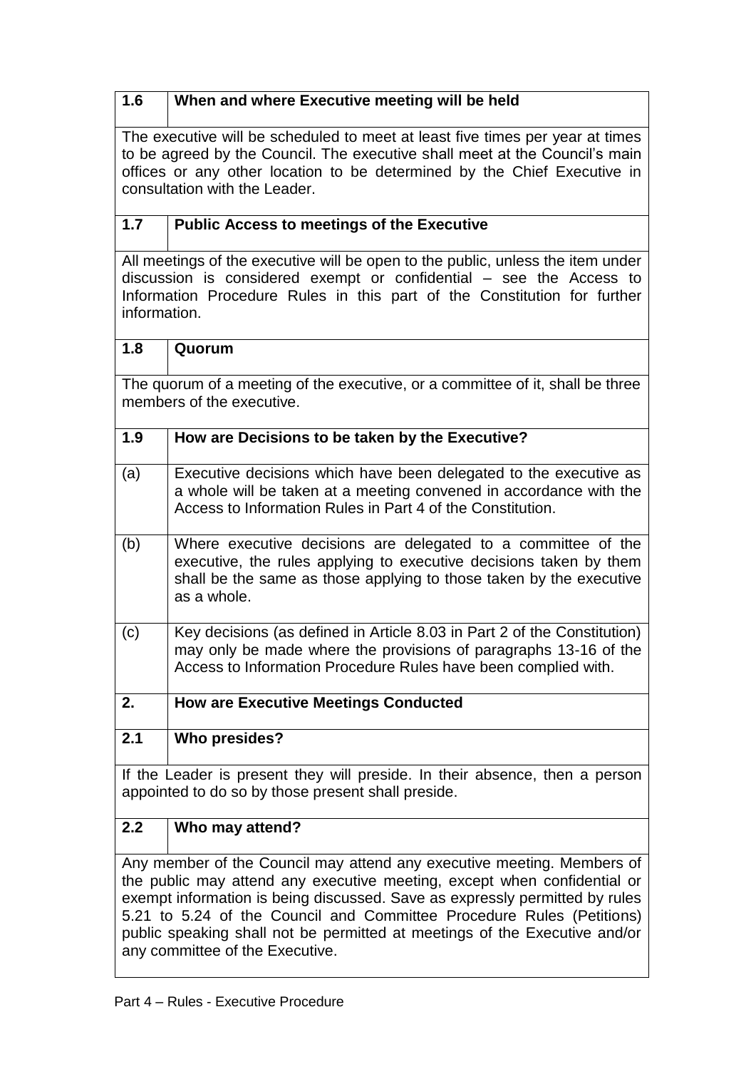### 1.6 When and where Executive meeting will be held

The executive will be scheduled to meet at least five times per year at times to be agreed by the Council. The executive shall meet at the Council's main offices or any other location to be determined by the Chief Executive in consultation with the Leader.

### 1.7 Public Access to meetings of the Executive

All meetings of the executive will be open to the public, unless the item under discussion is considered exempt or confidential – see the Access to Information Procedure Rules in this part of the Constitution for further information.

### 1.8 Quorum

The quorum of a meeting of the executive, or a committee of it, shall be three members of the executive.

### 1.9 How are Decisions to be taken by the Executive?

(a) Executive decisions which have been delegated to the executive as a whole will be taken at a meeting convened in accordance with the Access to Information Rules in Part 4 of the Constitution.

(b) Where executive decisions are delegated to a committee of the executive, the rules applying to executive decisions taken by them shall be the same as those applying to those taken by the executive as a whole.

(c) Key decisions (as defined in Article 8.03 in Part 2 of the Constitution) may only be made where the provisions of paragraphs 13-16 of the Access to Information Procedure Rules have been complied with.

## 2. How are Executive Meetings Conducted

### 2.1 Who presides?

If the Leader is present they will preside. In their absence, then a person appointed to do so by those present shall preside.

### 2.2 Who may attend?

Any member of the Council may attend any executive meeting. Members of the public may attend any executive meeting, except when confidential or exempt information is being discussed. Save as expressly permitted by rules 5.21 to 5.24 of the Council and Committee Procedure Rules (Petitions) public speaking shall not be permitted at meetings of the Executive and/or any committee of the Executive.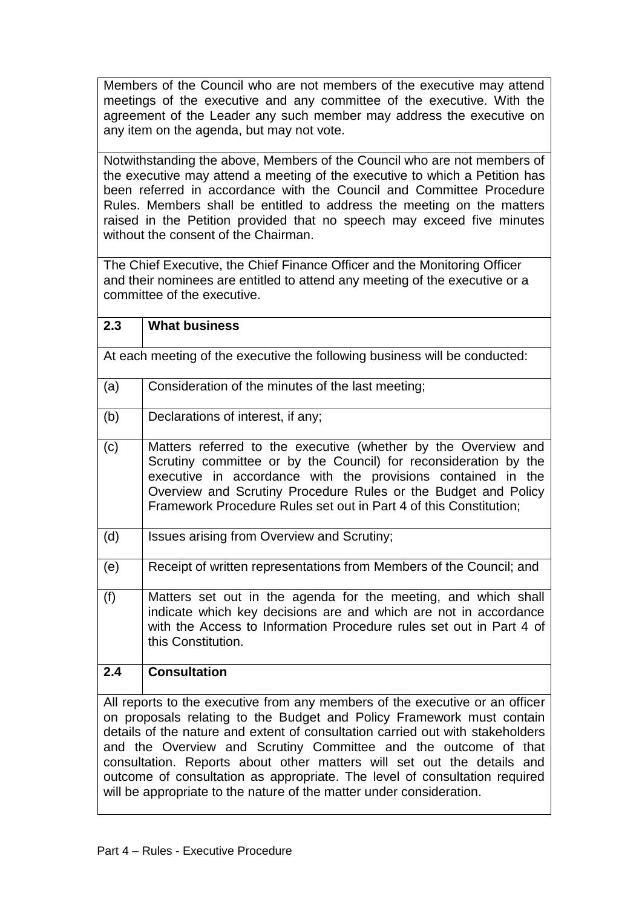Members of the Council who are not members of the executive may attend meetings of the executive and any committee of the executive. With the agreement of the Leader any such member may address the executive on any item on the agenda, but may not vote.

Notwithstanding the above, Members of the Council who are not members of the executive may attend a meeting of the executive to which a Petition has been referred in accordance with the Council and Committee Procedure Rules. Members shall be entitled to address the meeting on the matters raised in the Petition provided that no speech may exceed five minutes without the consent of the Chairman.

The Chief Executive, the Chief Finance Officer and the Monitoring Officer and their nominees are entitled to attend any meeting of the executive or a committee of the executive.

## 2.3 What business

At each meeting of the executive the following business will be conducted:

(a) Consideration of the minutes of the last meeting;

(b) Declarations of interest, if any;

(c) Matters referred to the executive (whether by the Overview and Scrutiny committee or by the Council) for reconsideration by the executive in accordance with the provisions contained in the Overview and Scrutiny Procedure Rules or the Budget and Policy Framework Procedure Rules set out in Part 4 of this Constitution;

(d) Issues arising from Overview and Scrutiny;

(e) Receipt of written representations from Members of the Council; and

(f) Matters set out in the agenda for the meeting, and which shall indicate which key decisions are and which are not in accordance with the Access to Information Procedure rules set out in Part 4 of this Constitution.

## 2.4 Consultation

All reports to the executive from any members of the executive or an officer on proposals relating to the Budget and Policy Framework must contain details of the nature and extent of consultation carried out with stakeholders and the Overview and Scrutiny Committee and the outcome of that consultation. Reports about other matters will set out the details and outcome of consultation as appropriate. The level of consultation required will be appropriate to the nature of the matter under consideration.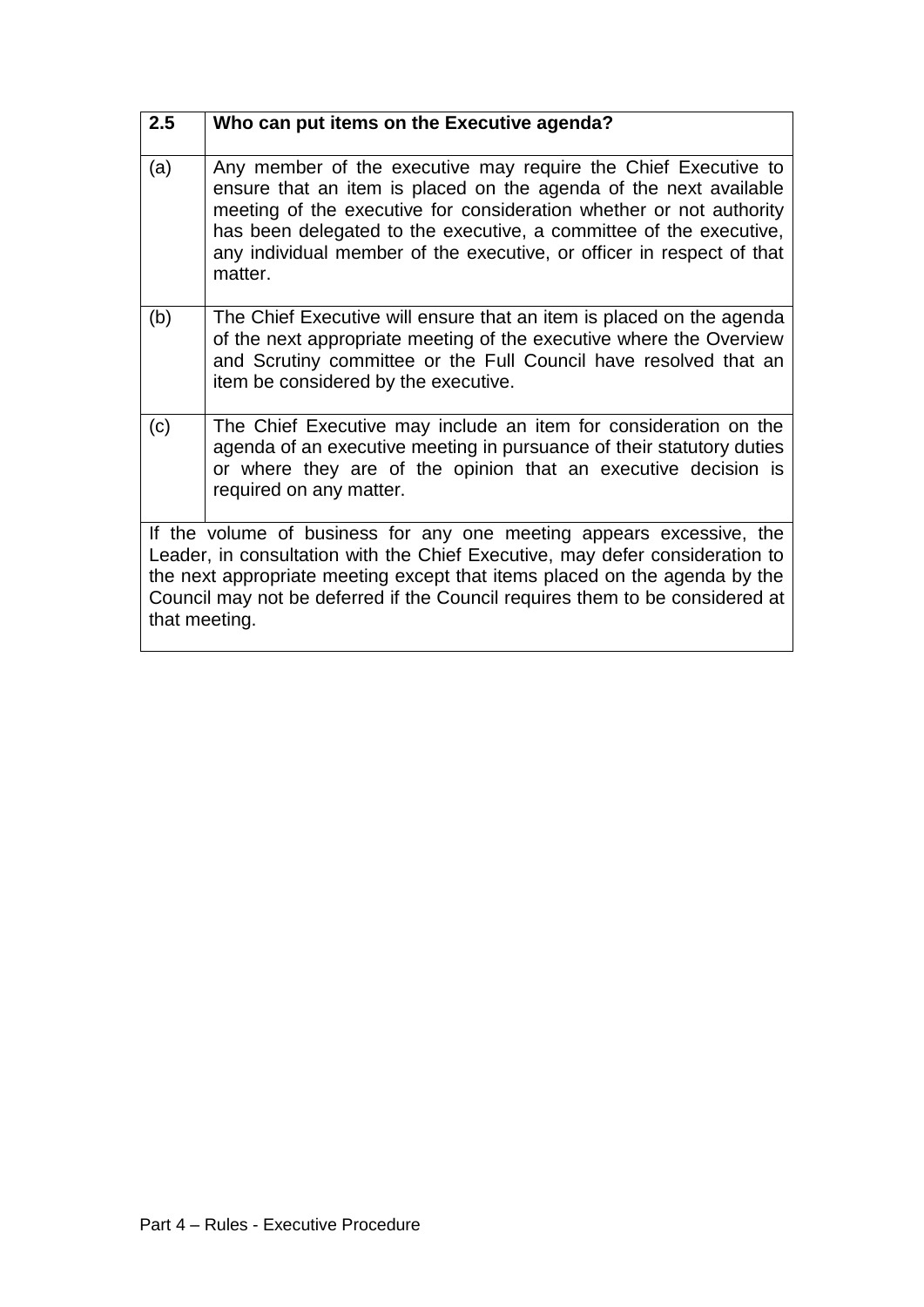| 2.5 | **Who can put items on the Executive agenda?** |
| --- | --- |
| (a) | Any member of the executive may require the Chief Executive to ensure that an item is placed on the agenda of the next available meeting of the executive for consideration whether or not authority has been delegated to the executive, a committee of the executive, any individual member of the executive, or officer in respect of that matter. |
| (b) | The Chief Executive will ensure that an item is placed on the agenda of the next appropriate meeting of the executive where the Overview and Scrutiny committee or the Full Council have resolved that an item be considered by the executive. |
| (c) | The Chief Executive may include an item for consideration on the agenda of an executive meeting in pursuance of their statutory duties or where they are of the opinion that an executive decision is required on any matter. |
| If the volume of business for any one meeting appears excessive, the Leader, in consultation with the Chief Executive, may defer consideration to the next appropriate meeting except that items placed on the agenda by the Council may not be deferred if the Council requires them to be considered at that meeting. | |